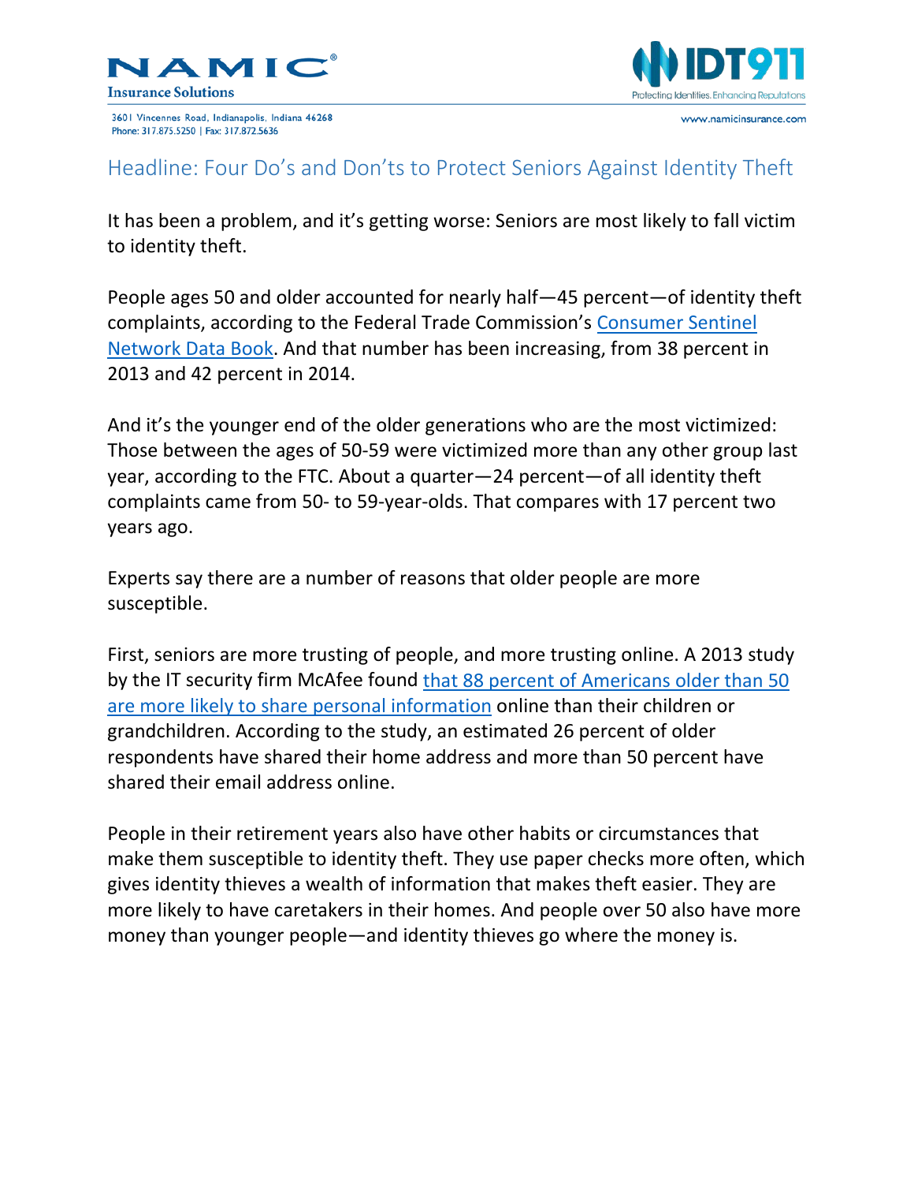NAMIC® Insurance Solutions

3601 Vincennes Road, Indianapolis, Indiana 46268
Phone: 317.875.5250 | Fax: 317.872.5636

IDT911
Protecting Identities. Enhancing Reputations

www.namicinsurance.com

# Headline: Four Do's and Don'ts to Protect Seniors Against Identity Theft

It has been a problem, and it's getting worse: Seniors are most likely to fall victim to identity theft.

People ages 50 and older accounted for nearly half—45 percent—of identity theft complaints, according to the Federal Trade Commission's [Consumer Sentinel Network Data Book](). And that number has been increasing, from 38 percent in 2013 and 42 percent in 2014.

And it's the younger end of the older generations who are the most victimized: Those between the ages of 50-59 were victimized more than any other group last year, according to the FTC. About a quarter—24 percent—of all identity theft complaints came from 50- to 59-year-olds. That compares with 17 percent two years ago.

Experts say there are a number of reasons that older people are more susceptible.

First, seniors are more trusting of people, and more trusting online. A 2013 study by the IT security firm McAfee found [that 88 percent of Americans older than 50 are more likely to share personal information]() online than their children or grandchildren. According to the study, an estimated 26 percent of older respondents have shared their home address and more than 50 percent have shared their email address online.

People in their retirement years also have other habits or circumstances that make them susceptible to identity theft. They use paper checks more often, which gives identity thieves a wealth of information that makes theft easier. They are more likely to have caretakers in their homes. And people over 50 also have more money than younger people—and identity thieves go where the money is.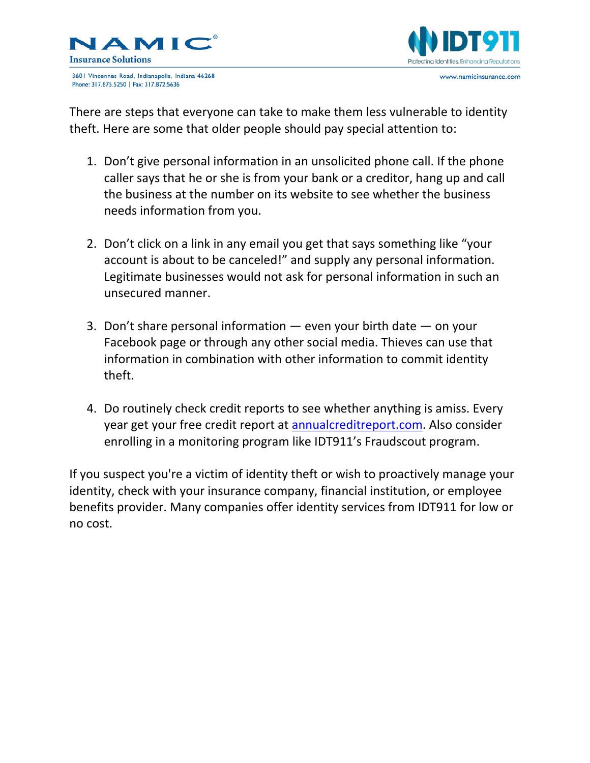There are steps that everyone can take to make them less vulnerable to identity theft. Here are some that older people should pay special attention to:

1. Don't give personal information in an unsolicited phone call. If the phone caller says that he or she is from your bank or a creditor, hang up and call the business at the number on its website to see whether the business needs information from you.

2. Don't click on a link in any email you get that says something like "your account is about to be canceled!" and supply any personal information. Legitimate businesses would not ask for personal information in such an unsecured manner.

3. Don't share personal information — even your birth date — on your Facebook page or through any other social media. Thieves can use that information in combination with other information to commit identity theft.

4. Do routinely check credit reports to see whether anything is amiss. Every year get your free credit report at annualcreditreport.com. Also consider enrolling in a monitoring program like IDT911's Fraudscout program.

If you suspect you're a victim of identity theft or wish to proactively manage your identity, check with your insurance company, financial institution, or employee benefits provider. Many companies offer identity services from IDT911 for low or no cost.